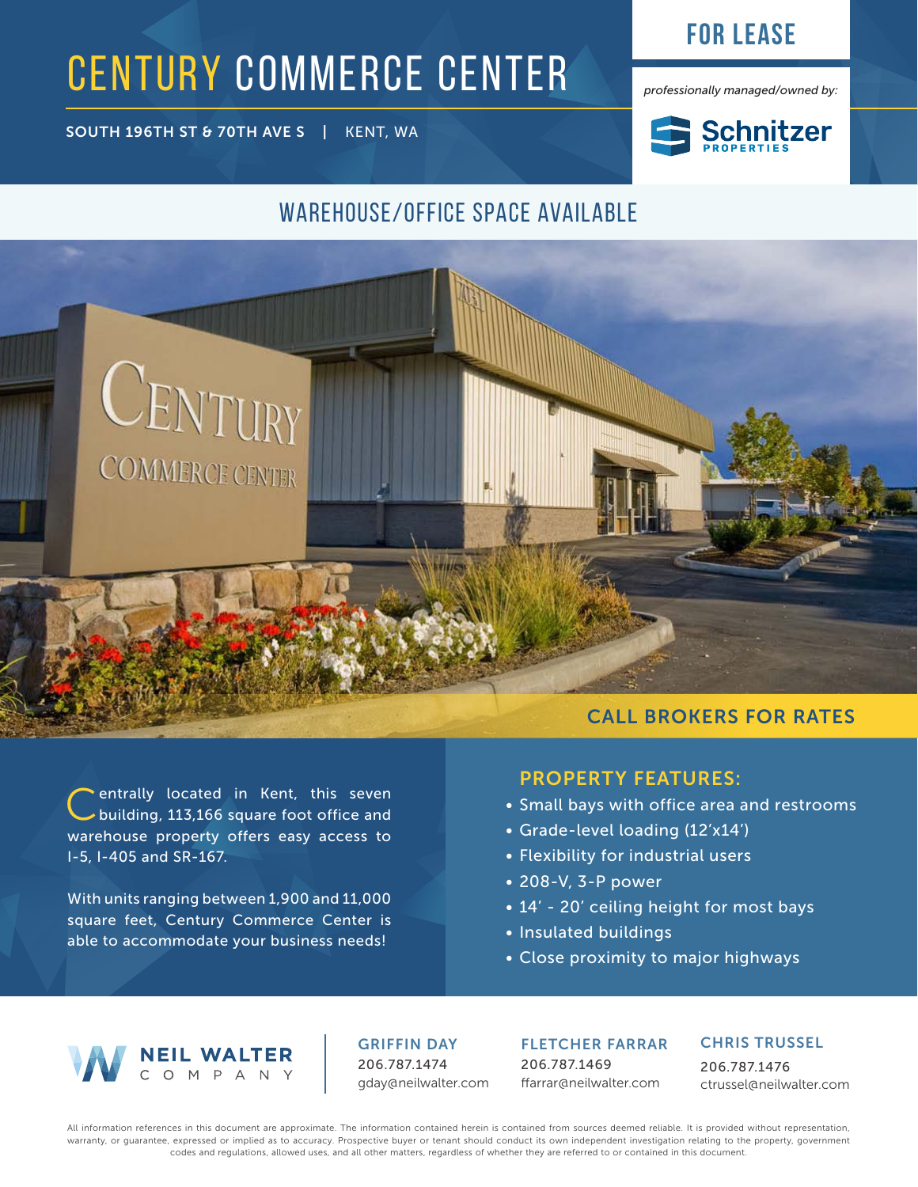# CENTURY COMMERCE CENTER

**FOR LEASE**

**SOUTH 196TH ST & 70TH AVE S | KENT, WA**

*professionally managed/owned by:*

Schnitzer PROPERTIES

## WAREHOUSE/OFFICE SPACE AVAILABLE

**CALL BROKERS FOR RATES**

Centrally located in Kent, this seven building, 113,166 square foot office and warehouse property offers easy access to I-5, I-405 and SR-167.

With units ranging between 1,900 and 11,000 square feet, Century Commerce Center is able to accommodate your business needs!

### PROPERTY FEATURES:

- Small bays with office area and restrooms
- Grade-level loading (12'x14')
- Flexibility for industrial users
- 208-V, 3-P power
- 14' - 20' ceiling height for most bays
- Insulated buildings
- Close proximity to major highways

NEIL WALTER COMPANY

**GRIFFIN DAY**
206.787.1474
gday@neilwalter.com

**FLETCHER FARRAR**
206.787.1469
ffarrar@neilwalter.com

**CHRIS TRUSSEL**
206.787.1476
ctrussel@neilwalter.com

All information references in this document are approximate. The information contained herein is contained from sources deemed reliable. It is provided without representation, warranty, or guarantee, expressed or implied as to accuracy. Prospective buyer or tenant should conduct its own independent investigation relating to the property, government codes and regulations, allowed uses, and all other matters, regardless of whether they are referred to or contained in this document.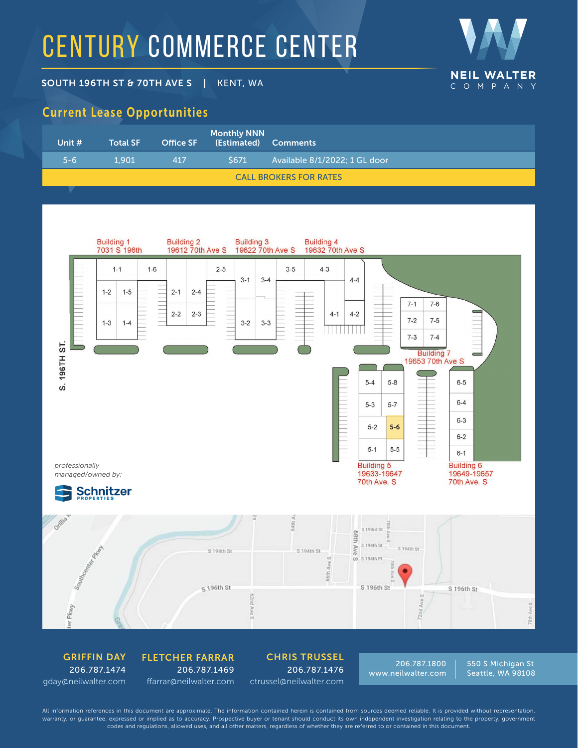# CENTURY COMMERCE CENTER

SOUTH 196TH ST & 70TH AVE S | KENT, WA

NEIL WALTER COMPANY

## Current Lease Opportunities

| Unit # | Total SF | Office SF | Monthly NNN (Estimated) | Comments |
|---|---|---|---|---|
| 5-6 | 1,901 | 417 | $671 | Available 8/1/2022; 1 GL door |
| CALL BROKERS FOR RATES | | | | |

Building 1
7031 S 196th

Building 2
19612 70th Ave S

Building 3
19622 70th Ave S

Building 4
19632 70th Ave S

Building 7
19653 70th Ave S

Building 5
19633-19647
70th Ave. S

Building 6
19649-19657
70th Ave. S

S. 196TH ST.

1-1 1-6 1-2 1-5 1-3 1-4 2-1 2-4 2-2 2-3 2-5 3-1 3-4 3-2 3-3 3-5 4-3 4-4 4-1 4-2 7-1 7-6 7-2 7-5 7-3 7-4 5-4 5-8 5-3 5-7 5-2 5-6 5-1 5-5 6-5 6-4 6-3 6-2 6-1

*professionally managed/owned by:*

Schnitzer PROPERTIES

Orillia Rd, Southcenter Pkwy, S 194th St, S 196th St, 62nd Ave S, 64th Ave S, 66th Ave S, 68th Ave S, S 193rd St, 70th Ave S, S 194th Pl, 72nd Ave S, 78th Ave S

**GRIFFIN DAY**
206.787.1474
gday@neilwalter.com

**FLETCHER FARRAR**
206.787.1469
ffarrar@neilwalter.com

**CHRIS TRUSSEL**
206.787.1476
ctrussel@neilwalter.com

206.787.1800
www.neilwalter.com

550 S Michigan St
Seattle, WA 98108

All information references in this document are approximate. The information contained herein is contained from sources deemed reliable. It is provided without representation, warranty, or guarantee, expressed or implied as to accuracy. Prospective buyer or tenant should conduct its own independent investigation relating to the property, government codes and regulations, allowed uses, and all other matters, regardless of whether they are referred to or contained in this document.